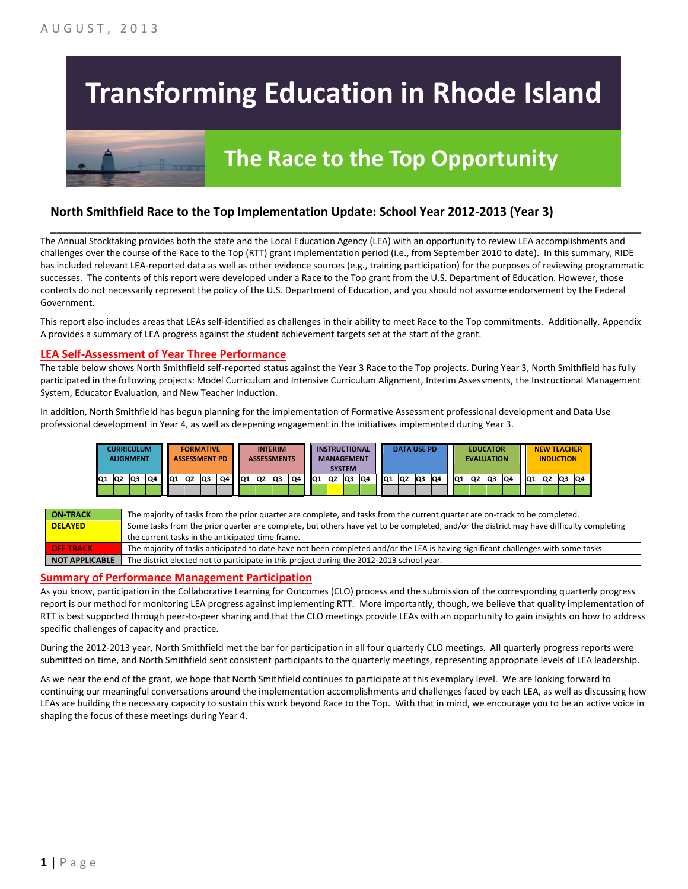AUGUST, 2013

# Transforming Education in Rhode Island

## The Race to the Top Opportunity

### North Smithfield Race to the Top Implementation Update: School Year 2012-2013 (Year 3)

The Annual Stocktaking provides both the state and the Local Education Agency (LEA) with an opportunity to review LEA accomplishments and challenges over the course of the Race to the Top (RTT) grant implementation period (i.e., from September 2010 to date). In this summary, RIDE has included relevant LEA-reported data as well as other evidence sources (e.g., training participation) for the purposes of reviewing programmatic successes. The contents of this report were developed under a Race to the Top grant from the U.S. Department of Education. However, those contents do not necessarily represent the policy of the U.S. Department of Education, and you should not assume endorsement by the Federal Government.

This report also includes areas that LEAs self-identified as challenges in their ability to meet Race to the Top commitments. Additionally, Appendix A provides a summary of LEA progress against the student achievement targets set at the start of the grant.

## LEA Self-Assessment of Year Three Performance

The table below shows North Smithfield self-reported status against the Year 3 Race to the Top projects. During Year 3, North Smithfield has fully participated in the following projects: Model Curriculum and Intensive Curriculum Alignment, Interim Assessments, the Instructional Management System, Educator Evaluation, and New Teacher Induction.

In addition, North Smithfield has begun planning for the implementation of Formative Assessment professional development and Data Use professional development in Year 4, as well as deepening engagement in the initiatives implemented during Year 3.

| CURRICULUM ALIGNMENT | | | | FORMATIVE ASSESSMENT PD | | | | INTERIM ASSESSMENTS | | | | INSTRUCTIONAL MANAGEMENT SYSTEM | | | | DATA USE PD | | | | EDUCATOR EVALUATION | | | | NEW TEACHER INDUCTION | | | |
|---|---|---|---|---|---|---|---|---|---|---|---|---|---|---|---|---|---|---|---|---|---|---|---|---|---|---|---|
| Q1 | Q2 | Q3 | Q4 | Q1 | Q2 | Q3 | Q4 | Q1 | Q2 | Q3 | Q4 | Q1 | Q2 | Q3 | Q4 | Q1 | Q2 | Q3 | Q4 | Q1 | Q2 | Q3 | Q4 | Q1 | Q2 | Q3 | Q4 |
| On-Track | On-Track | On-Track | On-Track | Not Applicable | Not Applicable | Not Applicable | Not Applicable | On-Track | On-Track | On-Track | On-Track | On-Track | Delayed | On-Track | On-Track | Not Applicable | Not Applicable | Not Applicable | Not Applicable | On-Track | On-Track | On-Track | On-Track | On-Track | On-Track | On-Track | On-Track |

| | |
|---|---|
| **ON-TRACK** | The majority of tasks from the prior quarter are complete, and tasks from the current quarter are on-track to be completed. |
| **DELAYED** | Some tasks from the prior quarter are complete, but others have yet to be completed, and/or the district may have difficulty completing the current tasks in the anticipated time frame. |
| **OFF TRACK** | The majority of tasks anticipated to date have not been completed and/or the LEA is having significant challenges with some tasks. |
| **NOT APPLICABLE** | The district elected not to participate in this project during the 2012-2013 school year. |

## Summary of Performance Management Participation

As you know, participation in the Collaborative Learning for Outcomes (CLO) process and the submission of the corresponding quarterly progress report is our method for monitoring LEA progress against implementing RTT. More importantly, though, we believe that quality implementation of RTT is best supported through peer-to-peer sharing and that the CLO meetings provide LEAs with an opportunity to gain insights on how to address specific challenges of capacity and practice.

During the 2012-2013 year, North Smithfield met the bar for participation in all four quarterly CLO meetings. All quarterly progress reports were submitted on time, and North Smithfield sent consistent participants to the quarterly meetings, representing appropriate levels of LEA leadership.

As we near the end of the grant, we hope that North Smithfield continues to participate at this exemplary level. We are looking forward to continuing our meaningful conversations around the implementation accomplishments and challenges faced by each LEA, as well as discussing how LEAs are building the necessary capacity to sustain this work beyond Race to the Top. With that in mind, we encourage you to be an active voice in shaping the focus of these meetings during Year 4.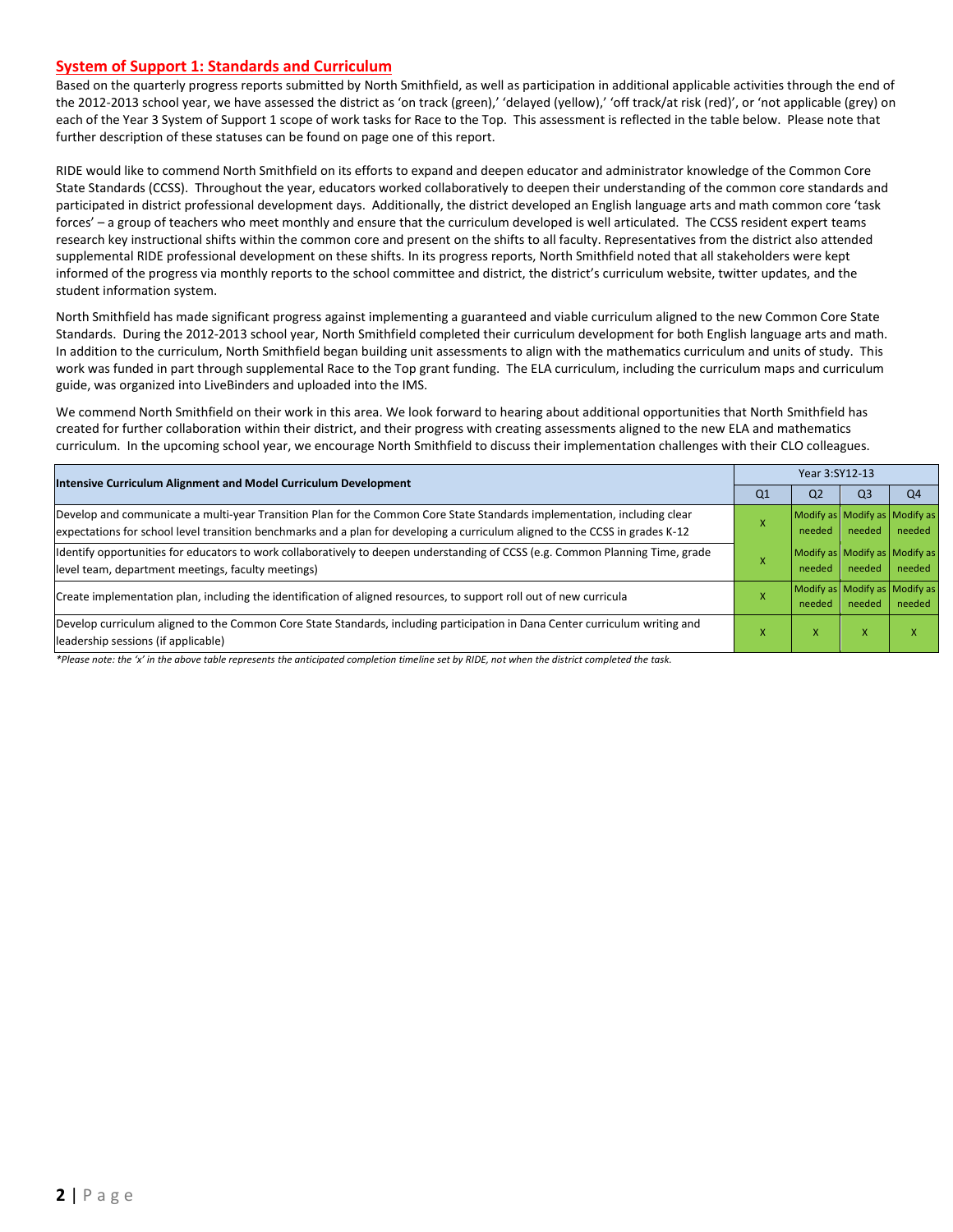## System of Support 1: Standards and Curriculum

Based on the quarterly progress reports submitted by North Smithfield, as well as participation in additional applicable activities through the end of the 2012-2013 school year, we have assessed the district as 'on track (green),' 'delayed (yellow),' 'off track/at risk (red)', or 'not applicable (grey) on each of the Year 3 System of Support 1 scope of work tasks for Race to the Top. This assessment is reflected in the table below. Please note that further description of these statuses can be found on page one of this report.

RIDE would like to commend North Smithfield on its efforts to expand and deepen educator and administrator knowledge of the Common Core State Standards (CCSS). Throughout the year, educators worked collaboratively to deepen their understanding of the common core standards and participated in district professional development days. Additionally, the district developed an English language arts and math common core 'task forces' – a group of teachers who meet monthly and ensure that the curriculum developed is well articulated. The CCSS resident expert teams research key instructional shifts within the common core and present on the shifts to all faculty. Representatives from the district also attended supplemental RIDE professional development on these shifts. In its progress reports, North Smithfield noted that all stakeholders were kept informed of the progress via monthly reports to the school committee and district, the district's curriculum website, twitter updates, and the student information system.

North Smithfield has made significant progress against implementing a guaranteed and viable curriculum aligned to the new Common Core State Standards. During the 2012-2013 school year, North Smithfield completed their curriculum development for both English language arts and math. In addition to the curriculum, North Smithfield began building unit assessments to align with the mathematics curriculum and units of study. This work was funded in part through supplemental Race to the Top grant funding. The ELA curriculum, including the curriculum maps and curriculum guide, was organized into LiveBinders and uploaded into the IMS.

We commend North Smithfield on their work in this area. We look forward to hearing about additional opportunities that North Smithfield has created for further collaboration within their district, and their progress with creating assessments aligned to the new ELA and mathematics curriculum. In the upcoming school year, we encourage North Smithfield to discuss their implementation challenges with their CLO colleagues.

| Intensive Curriculum Alignment and Model Curriculum Development | Year 3:SY12-13 | | | |
|---|---|---|---|---|
| | Q1 | Q2 | Q3 | Q4 |
| Develop and communicate a multi-year Transition Plan for the Common Core State Standards implementation, including clear expectations for school level transition benchmarks and a plan for developing a curriculum aligned to the CCSS in grades K-12 | X | Modify as needed | Modify as needed | Modify as needed |
| Identify opportunities for educators to work collaboratively to deepen understanding of CCSS (e.g. Common Planning Time, grade level team, department meetings, faculty meetings) | X | Modify as needed | Modify as needed | Modify as needed |
| Create implementation plan, including the identification of aligned resources, to support roll out of new curricula | X | Modify as needed | Modify as needed | Modify as needed |
| Develop curriculum aligned to the Common Core State Standards, including participation in Dana Center curriculum writing and leadership sessions (if applicable) | X | X | X | X |

*Please note: the 'x' in the above table represents the anticipated completion timeline set by RIDE, not when the district completed the task.*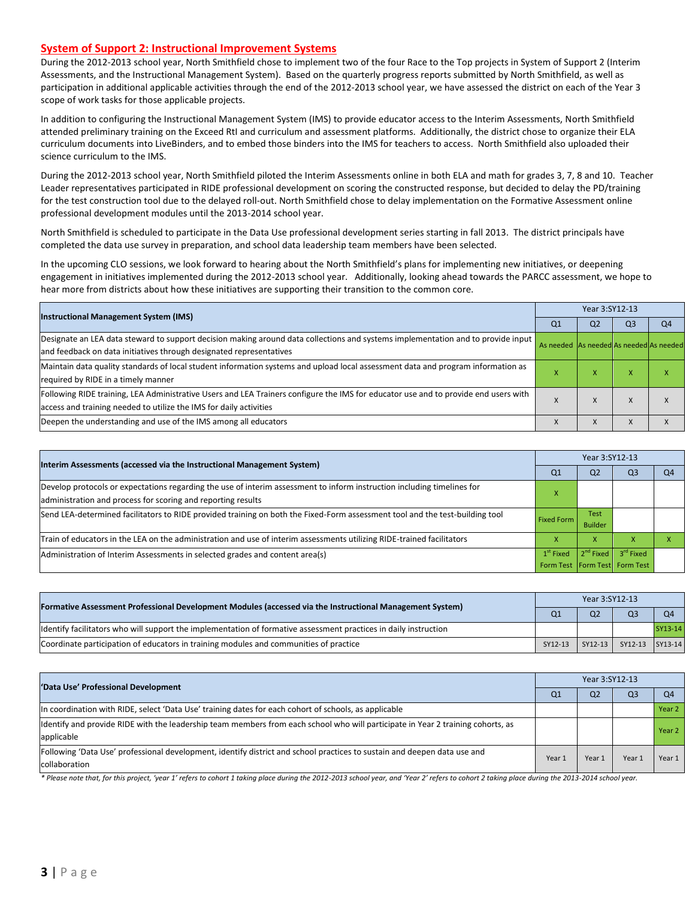## System of Support 2: Instructional Improvement Systems

During the 2012-2013 school year, North Smithfield chose to implement two of the four Race to the Top projects in System of Support 2 (Interim Assessments, and the Instructional Management System). Based on the quarterly progress reports submitted by North Smithfield, as well as participation in additional applicable activities through the end of the 2012-2013 school year, we have assessed the district on each of the Year 3 scope of work tasks for those applicable projects.

In addition to configuring the Instructional Management System (IMS) to provide educator access to the Interim Assessments, North Smithfield attended preliminary training on the Exceed RtI and curriculum and assessment platforms. Additionally, the district chose to organize their ELA curriculum documents into LiveBinders, and to embed those binders into the IMS for teachers to access. North Smithfield also uploaded their science curriculum to the IMS.

During the 2012-2013 school year, North Smithfield piloted the Interim Assessments online in both ELA and math for grades 3, 7, 8 and 10. Teacher Leader representatives participated in RIDE professional development on scoring the constructed response, but decided to delay the PD/training for the test construction tool due to the delayed roll-out. North Smithfield chose to delay implementation on the Formative Assessment online professional development modules until the 2013-2014 school year.

North Smithfield is scheduled to participate in the Data Use professional development series starting in fall 2013. The district principals have completed the data use survey in preparation, and school data leadership team members have been selected.

In the upcoming CLO sessions, we look forward to hearing about the North Smithfield's plans for implementing new initiatives, or deepening engagement in initiatives implemented during the 2012-2013 school year. Additionally, looking ahead towards the PARCC assessment, we hope to hear more from districts about how these initiatives are supporting their transition to the common core.

| Instructional Management System (IMS) | Year 3:SY12-13 | | | |
|---|---|---|---|---|
| | Q1 | Q2 | Q3 | Q4 |
| Designate an LEA data steward to support decision making around data collections and systems implementation and to provide input and feedback on data initiatives through designated representatives | As needed | As needed | As needed | As needed |
| Maintain data quality standards of local student information systems and upload local assessment data and program information as required by RIDE in a timely manner | X | X | X | X |
| Following RIDE training, LEA Administrative Users and LEA Trainers configure the IMS for educator use and to provide end users with access and training needed to utilize the IMS for daily activities | X | X | X | X |
| Deepen the understanding and use of the IMS among all educators | X | X | X | X |

| Interim Assessments (accessed via the Instructional Management System) | Year 3:SY12-13 | | | |
|---|---|---|---|---|
| | Q1 | Q2 | Q3 | Q4 |
| Develop protocols or expectations regarding the use of interim assessment to inform instruction including timelines for administration and process for scoring and reporting results | X | | | |
| Send LEA-determined facilitators to RIDE provided training on both the Fixed-Form assessment tool and the test-building tool | Fixed Form | Test Builder | | |
| Train of educators in the LEA on the administration and use of interim assessments utilizing RIDE-trained facilitators | X | X | X | X |
| Administration of Interim Assessments in selected grades and content area(s) | 1st Fixed Form Test | 2nd Fixed Form Test | 3rd Fixed Form Test | |

| Formative Assessment Professional Development Modules (accessed via the Instructional Management System) | Year 3:SY12-13 | | | |
|---|---|---|---|---|
| | Q1 | Q2 | Q3 | Q4 |
| Identify facilitators who will support the implementation of formative assessment practices in daily instruction | | | | SY13-14 |
| Coordinate participation of educators in training modules and communities of practice | SY12-13 | SY12-13 | SY12-13 | SY13-14 |

| 'Data Use' Professional Development | Year 3:SY12-13 | | | |
|---|---|---|---|---|
| | Q1 | Q2 | Q3 | Q4 |
| In coordination with RIDE, select 'Data Use' training dates for each cohort of schools, as applicable | | | | Year 2 |
| Identify and provide RIDE with the leadership team members from each school who will participate in Year 2 training cohorts, as applicable | | | | Year 2 |
| Following 'Data Use' professional development, identify district and school practices to sustain and deepen data use and collaboration | Year 1 | Year 1 | Year 1 | Year 1 |

*\* Please note that, for this project, 'year 1' refers to cohort 1 taking place during the 2012-2013 school year, and 'Year 2' refers to cohort 2 taking place during the 2013-2014 school year.*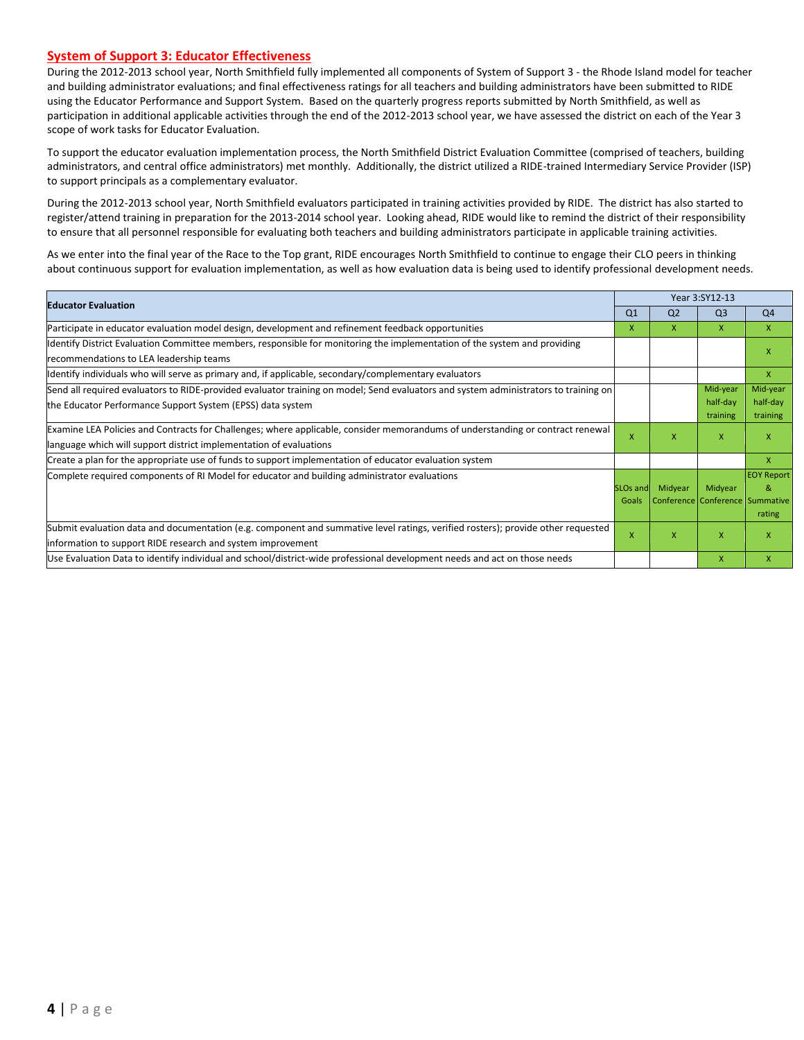## System of Support 3: Educator Effectiveness

During the 2012-2013 school year, North Smithfield fully implemented all components of System of Support 3 - the Rhode Island model for teacher and building administrator evaluations; and final effectiveness ratings for all teachers and building administrators have been submitted to RIDE using the Educator Performance and Support System. Based on the quarterly progress reports submitted by North Smithfield, as well as participation in additional applicable activities through the end of the 2012-2013 school year, we have assessed the district on each of the Year 3 scope of work tasks for Educator Evaluation.

To support the educator evaluation implementation process, the North Smithfield District Evaluation Committee (comprised of teachers, building administrators, and central office administrators) met monthly. Additionally, the district utilized a RIDE-trained Intermediary Service Provider (ISP) to support principals as a complementary evaluator.

During the 2012-2013 school year, North Smithfield evaluators participated in training activities provided by RIDE. The district has also started to register/attend training in preparation for the 2013-2014 school year. Looking ahead, RIDE would like to remind the district of their responsibility to ensure that all personnel responsible for evaluating both teachers and building administrators participate in applicable training activities.

As we enter into the final year of the Race to the Top grant, RIDE encourages North Smithfield to continue to engage their CLO peers in thinking about continuous support for evaluation implementation, as well as how evaluation data is being used to identify professional development needs.

| Educator Evaluation | Year 3:SY12-13 | | | |
|---|---|---|---|---|
| | Q1 | Q2 | Q3 | Q4 |
| Participate in educator evaluation model design, development and refinement feedback opportunities | X | X | X | X |
| Identify District Evaluation Committee members, responsible for monitoring the implementation of the system and providing recommendations to LEA leadership teams | | | | X |
| Identify individuals who will serve as primary and, if applicable, secondary/complementary evaluators | | | | X |
| Send all required evaluators to RIDE-provided evaluator training on model; Send evaluators and system administrators to training on the Educator Performance Support System (EPSS) data system | | | Mid-year half-day training | Mid-year half-day training |
| Examine LEA Policies and Contracts for Challenges; where applicable, consider memorandums of understanding or contract renewal language which will support district implementation of evaluations | X | X | X | X |
| Create a plan for the appropriate use of funds to support implementation of educator evaluation system | | | | X |
| Complete required components of RI Model for educator and building administrator evaluations | SLOs and Goals | Midyear Conference | Midyear Conference | EOY Report & Summative rating |
| Submit evaluation data and documentation (e.g. component and summative level ratings, verified rosters); provide other requested information to support RIDE research and system improvement | X | X | X | X |
| Use Evaluation Data to identify individual and school/district-wide professional development needs and act on those needs | | | X | X |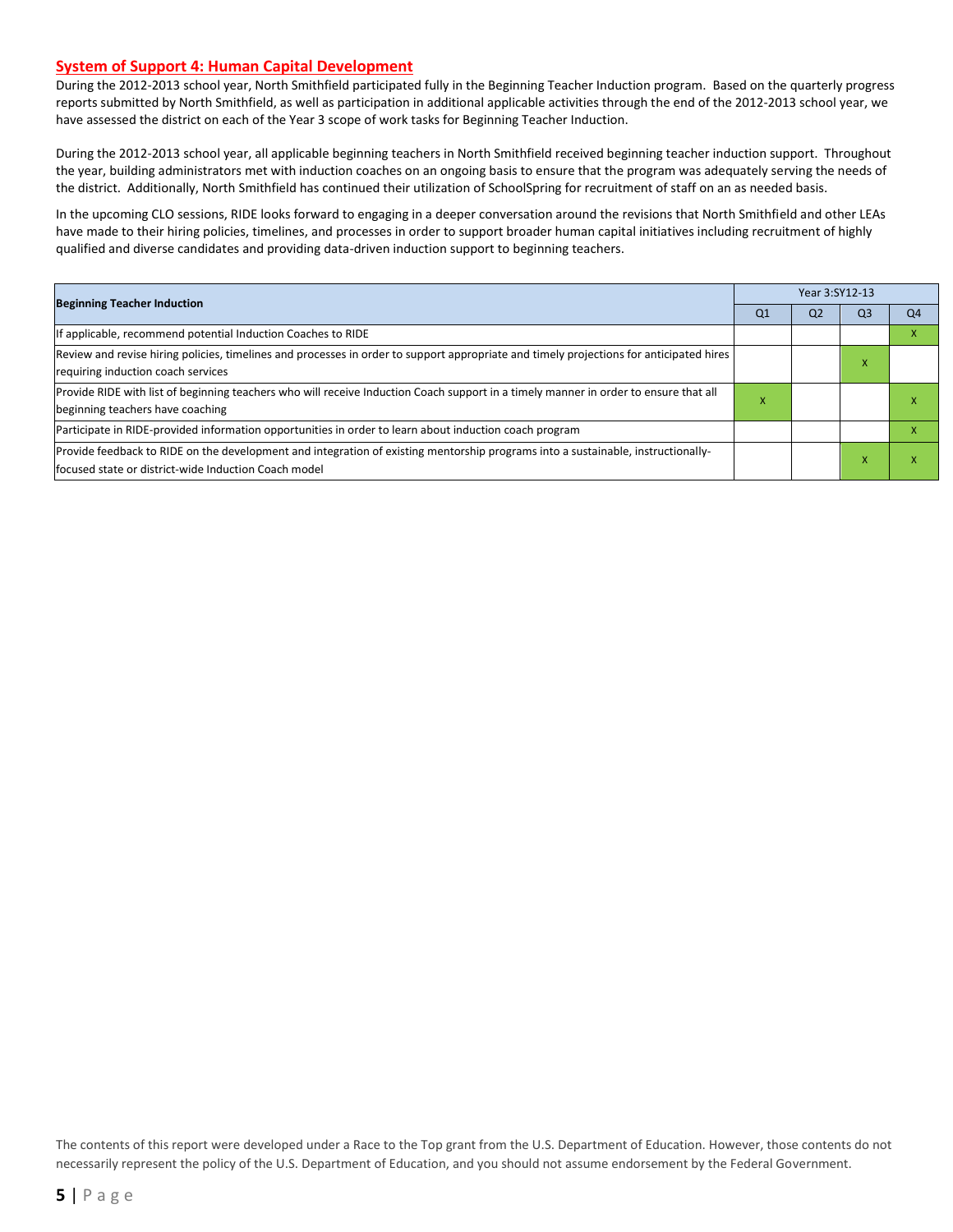## System of Support 4: Human Capital Development

During the 2012-2013 school year, North Smithfield participated fully in the Beginning Teacher Induction program. Based on the quarterly progress reports submitted by North Smithfield, as well as participation in additional applicable activities through the end of the 2012-2013 school year, we have assessed the district on each of the Year 3 scope of work tasks for Beginning Teacher Induction.

During the 2012-2013 school year, all applicable beginning teachers in North Smithfield received beginning teacher induction support. Throughout the year, building administrators met with induction coaches on an ongoing basis to ensure that the program was adequately serving the needs of the district. Additionally, North Smithfield has continued their utilization of SchoolSpring for recruitment of staff on an as needed basis.

In the upcoming CLO sessions, RIDE looks forward to engaging in a deeper conversation around the revisions that North Smithfield and other LEAs have made to their hiring policies, timelines, and processes in order to support broader human capital initiatives including recruitment of highly qualified and diverse candidates and providing data-driven induction support to beginning teachers.

| Beginning Teacher Induction | Year 3:SY12-13 | | | |
|---|---|---|---|---|
| | Q1 | Q2 | Q3 | Q4 |
| If applicable, recommend potential Induction Coaches to RIDE | | | | X |
| Review and revise hiring policies, timelines and processes in order to support appropriate and timely projections for anticipated hires requiring induction coach services | | | X | |
| Provide RIDE with list of beginning teachers who will receive Induction Coach support in a timely manner in order to ensure that all beginning teachers have coaching | X | | | X |
| Participate in RIDE-provided information opportunities in order to learn about induction coach program | | | | X |
| Provide feedback to RIDE on the development and integration of existing mentorship programs into a sustainable, instructionally-focused state or district-wide Induction Coach model | | | X | X |

The contents of this report were developed under a Race to the Top grant from the U.S. Department of Education. However, those contents do not necessarily represent the policy of the U.S. Department of Education, and you should not assume endorsement by the Federal Government.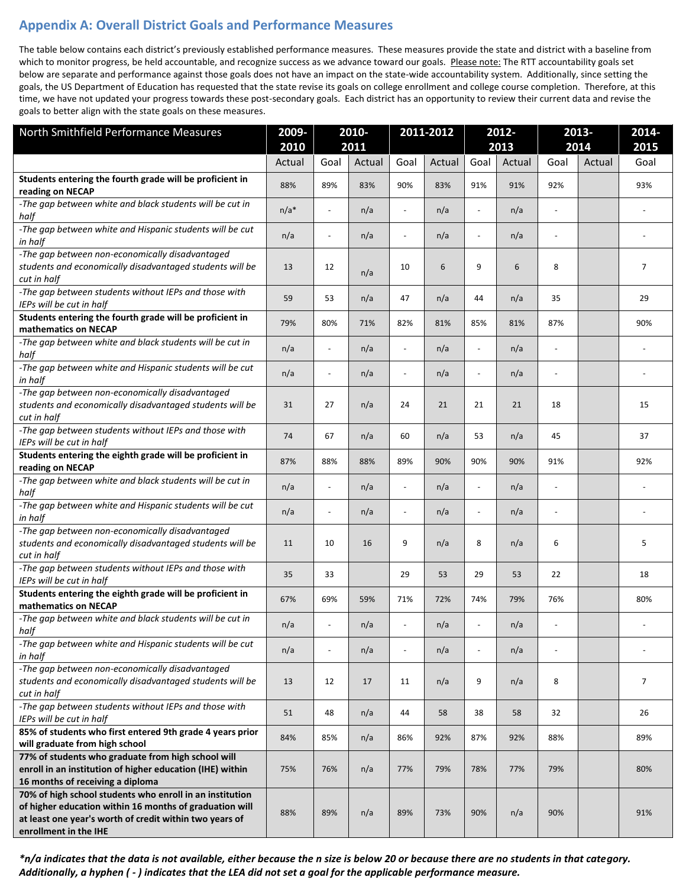## Appendix A: Overall District Goals and Performance Measures

The table below contains each district's previously established performance measures. These measures provide the state and district with a baseline from which to monitor progress, be held accountable, and recognize success as we advance toward our goals. Please note: The RTT accountability goals set below are separate and performance against those goals does not have an impact on the state-wide accountability system. Additionally, since setting the goals, the US Department of Education has requested that the state revise its goals on college enrollment and college course completion. Therefore, at this time, we have not updated your progress towards these post-secondary goals. Each district has an opportunity to review their current data and revise the goals to better align with the state goals on these measures.

| North Smithfield Performance Measures | 2009-2010 | 2010-2011 | | 2011-2012 | | 2012-2013 | | 2013-2014 | | 2014-2015 |
|---|---|---|---|---|---|---|---|---|---|---|
| | Actual | Goal | Actual | Goal | Actual | Goal | Actual | Goal | Actual | Goal |
| **Students entering the fourth grade will be proficient in reading on NECAP** | 88% | 89% | 83% | 90% | 83% | 91% | 91% | 92% | | 93% |
| *-The gap between white and black students will be cut in half* | n/a* | - | n/a | - | n/a | - | n/a | - | | - |
| *-The gap between white and Hispanic students will be cut in half* | n/a | - | n/a | - | n/a | - | n/a | - | | - |
| *-The gap between non-economically disadvantaged students and economically disadvantaged students will be cut in half* | 13 | 12 | n/a | 10 | 6 | 9 | 6 | 8 | | 7 |
| *-The gap between students without IEPs and those with IEPs will be cut in half* | 59 | 53 | n/a | 47 | n/a | 44 | n/a | 35 | | 29 |
| **Students entering the fourth grade will be proficient in mathematics on NECAP** | 79% | 80% | 71% | 82% | 81% | 85% | 81% | 87% | | 90% |
| *-The gap between white and black students will be cut in half* | n/a | - | n/a | - | n/a | - | n/a | - | | - |
| *-The gap between white and Hispanic students will be cut in half* | n/a | - | n/a | - | n/a | - | n/a | - | | - |
| *-The gap between non-economically disadvantaged students and economically disadvantaged students will be cut in half* | 31 | 27 | n/a | 24 | 21 | 21 | 21 | 18 | | 15 |
| *-The gap between students without IEPs and those with IEPs will be cut in half* | 74 | 67 | n/a | 60 | n/a | 53 | n/a | 45 | | 37 |
| **Students entering the eighth grade will be proficient in reading on NECAP** | 87% | 88% | 88% | 89% | 90% | 90% | 90% | 91% | | 92% |
| *-The gap between white and black students will be cut in half* | n/a | - | n/a | - | n/a | - | n/a | - | | - |
| *-The gap between white and Hispanic students will be cut in half* | n/a | - | n/a | - | n/a | - | n/a | - | | - |
| *-The gap between non-economically disadvantaged students and economically disadvantaged students will be cut in half* | 11 | 10 | 16 | 9 | n/a | 8 | n/a | 6 | | 5 |
| *-The gap between students without IEPs and those with IEPs will be cut in half* | 35 | 33 | | 29 | 53 | 29 | 53 | 22 | | 18 |
| **Students entering the eighth grade will be proficient in mathematics on NECAP** | 67% | 69% | 59% | 71% | 72% | 74% | 79% | 76% | | 80% |
| *-The gap between white and black students will be cut in half* | n/a | - | n/a | - | n/a | - | n/a | - | | - |
| *-The gap between white and Hispanic students will be cut in half* | n/a | - | n/a | - | n/a | - | n/a | - | | - |
| *-The gap between non-economically disadvantaged students and economically disadvantaged students will be cut in half* | 13 | 12 | 17 | 11 | n/a | 9 | n/a | 8 | | 7 |
| *-The gap between students without IEPs and those with IEPs will be cut in half* | 51 | 48 | n/a | 44 | 58 | 38 | 58 | 32 | | 26 |
| **85% of students who first entered 9th grade 4 years prior will graduate from high school** | 84% | 85% | n/a | 86% | 92% | 87% | 92% | 88% | | 89% |
| **77% of students who graduate from high school will enroll in an institution of higher education (IHE) within 16 months of receiving a diploma** | 75% | 76% | n/a | 77% | 79% | 78% | 77% | 79% | | 80% |
| **70% of high school students who enroll in an institution of higher education within 16 months of graduation will at least one year's worth of credit within two years of enrollment in the IHE** | 88% | 89% | n/a | 89% | 73% | 90% | n/a | 90% | | 91% |

***n/a indicates that the data is not available, either because the n size is below 20 or because there are no students in that category. Additionally, a hyphen ( - ) indicates that the LEA did not set a goal for the applicable performance measure.***